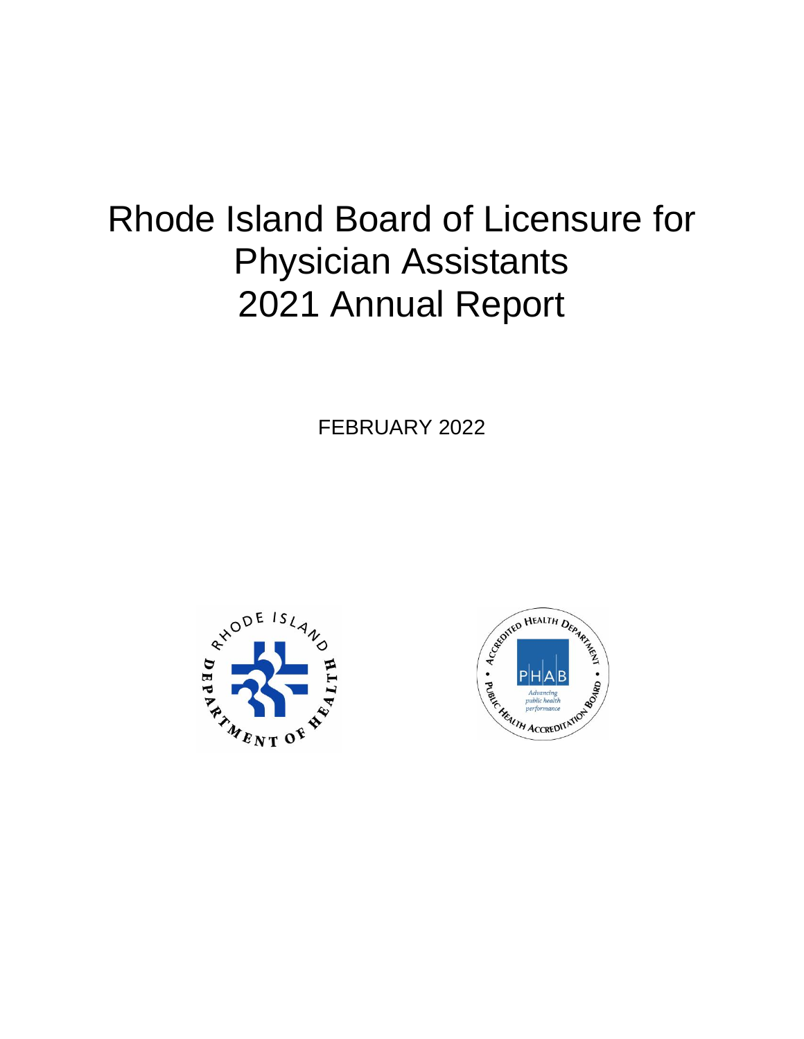# Rhode Island Board of Licensure for Physician Assistants 2021 Annual Report

FEBRUARY 2022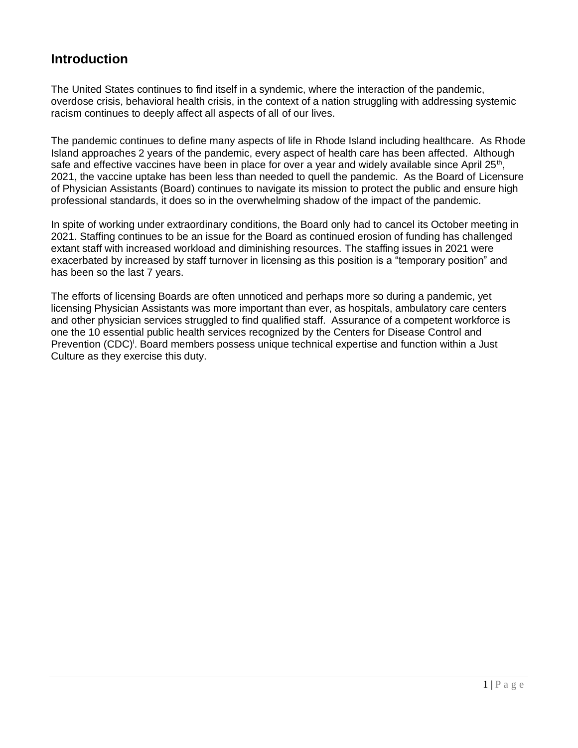## Introduction

The United States continues to find itself in a syndemic, where the interaction of the pandemic, overdose crisis, behavioral health crisis, in the context of a nation struggling with addressing systemic racism continues to deeply affect all aspects of all of our lives.

The pandemic continues to define many aspects of life in Rhode Island including healthcare. As Rhode Island approaches 2 years of the pandemic, every aspect of health care has been affected. Although safe and effective vaccines have been in place for over a year and widely available since April 25th, 2021, the vaccine uptake has been less than needed to quell the pandemic. As the Board of Licensure of Physician Assistants (Board) continues to navigate its mission to protect the public and ensure high professional standards, it does so in the overwhelming shadow of the impact of the pandemic.

In spite of working under extraordinary conditions, the Board only had to cancel its October meeting in 2021. Staffing continues to be an issue for the Board as continued erosion of funding has challenged extant staff with increased workload and diminishing resources. The staffing issues in 2021 were exacerbated by increased by staff turnover in licensing as this position is a "temporary position" and has been so the last 7 years.

The efforts of licensing Boards are often unnoticed and perhaps more so during a pandemic, yet licensing Physician Assistants was more important than ever, as hospitals, ambulatory care centers and other physician services struggled to find qualified staff. Assurance of a competent workforce is one the 10 essential public health services recognized by the Centers for Disease Control and Prevention (CDC)[i]. Board members possess unique technical expertise and function within a Just Culture as they exercise this duty.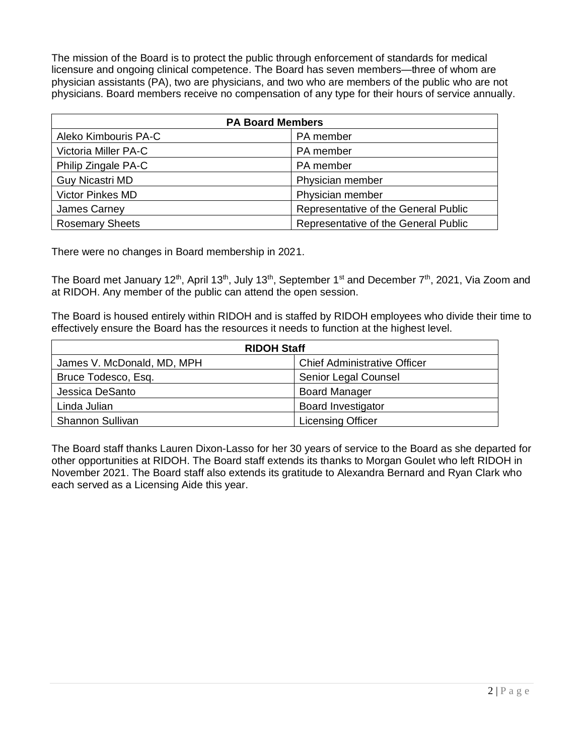The mission of the Board is to protect the public through enforcement of standards for medical licensure and ongoing clinical competence. The Board has seven members—three of whom are physician assistants (PA), two are physicians, and two who are members of the public who are not physicians. Board members receive no compensation of any type for their hours of service annually.

| PA Board Members | |
|---|---|
| Aleko Kimbouris PA-C | PA member |
| Victoria Miller PA-C | PA member |
| Philip Zingale PA-C | PA member |
| Guy Nicastri MD | Physician member |
| Victor Pinkes MD | Physician member |
| James Carney | Representative of the General Public |
| Rosemary Sheets | Representative of the General Public |

There were no changes in Board membership in 2021.

The Board met January 12th, April 13th, July 13th, September 1st and December 7th, 2021, Via Zoom and at RIDOH. Any member of the public can attend the open session.

The Board is housed entirely within RIDOH and is staffed by RIDOH employees who divide their time to effectively ensure the Board has the resources it needs to function at the highest level.

| RIDOH Staff | |
|---|---|
| James V. McDonald, MD, MPH | Chief Administrative Officer |
| Bruce Todesco, Esq. | Senior Legal Counsel |
| Jessica DeSanto | Board Manager |
| Linda Julian | Board Investigator |
| Shannon Sullivan | Licensing Officer |

The Board staff thanks Lauren Dixon-Lasso for her 30 years of service to the Board as she departed for other opportunities at RIDOH. The Board staff extends its thanks to Morgan Goulet who left RIDOH in November 2021. The Board staff also extends its gratitude to Alexandra Bernard and Ryan Clark who each served as a Licensing Aide this year.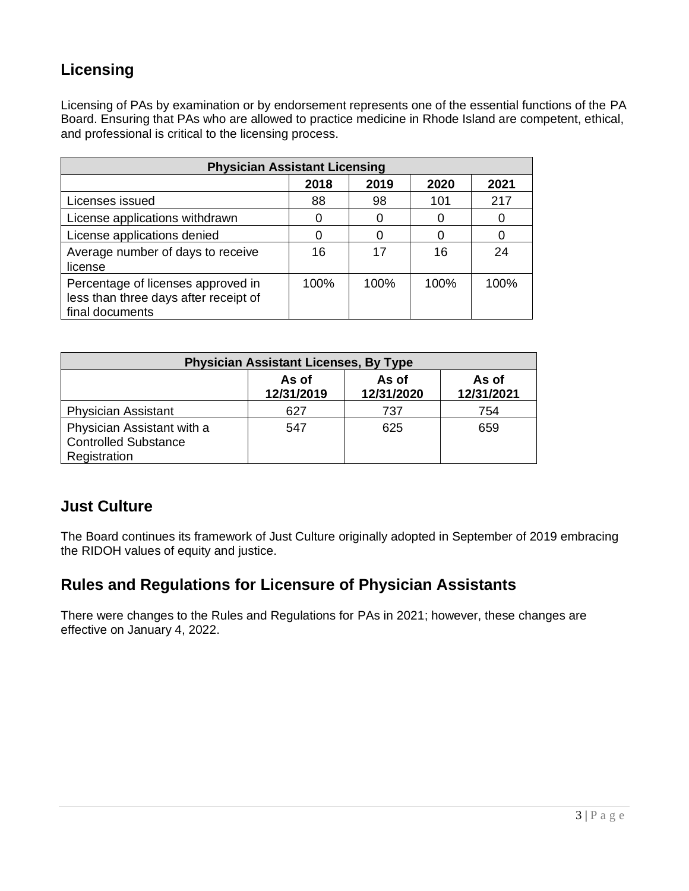## Licensing

Licensing of PAs by examination or by endorsement represents one of the essential functions of the PA Board. Ensuring that PAs who are allowed to practice medicine in Rhode Island are competent, ethical, and professional is critical to the licensing process.

| Physician Assistant Licensing | | | | |
|---|---|---|---|---|
| | **2018** | **2019** | **2020** | **2021** |
| Licenses issued | 88 | 98 | 101 | 217 |
| License applications withdrawn | 0 | 0 | 0 | 0 |
| License applications denied | 0 | 0 | 0 | 0 |
| Average number of days to receive license | 16 | 17 | 16 | 24 |
| Percentage of licenses approved in less than three days after receipt of final documents | 100% | 100% | 100% | 100% |

| Physician Assistant Licenses, By Type | | | |
|---|---|---|---|
| | **As of 12/31/2019** | **As of 12/31/2020** | **As of 12/31/2021** |
| Physician Assistant | 627 | 737 | 754 |
| Physician Assistant with a Controlled Substance Registration | 547 | 625 | 659 |

## Just Culture

The Board continues its framework of Just Culture originally adopted in September of 2019 embracing the RIDOH values of equity and justice.

## Rules and Regulations for Licensure of Physician Assistants

There were changes to the Rules and Regulations for PAs in 2021; however, these changes are effective on January 4, 2022.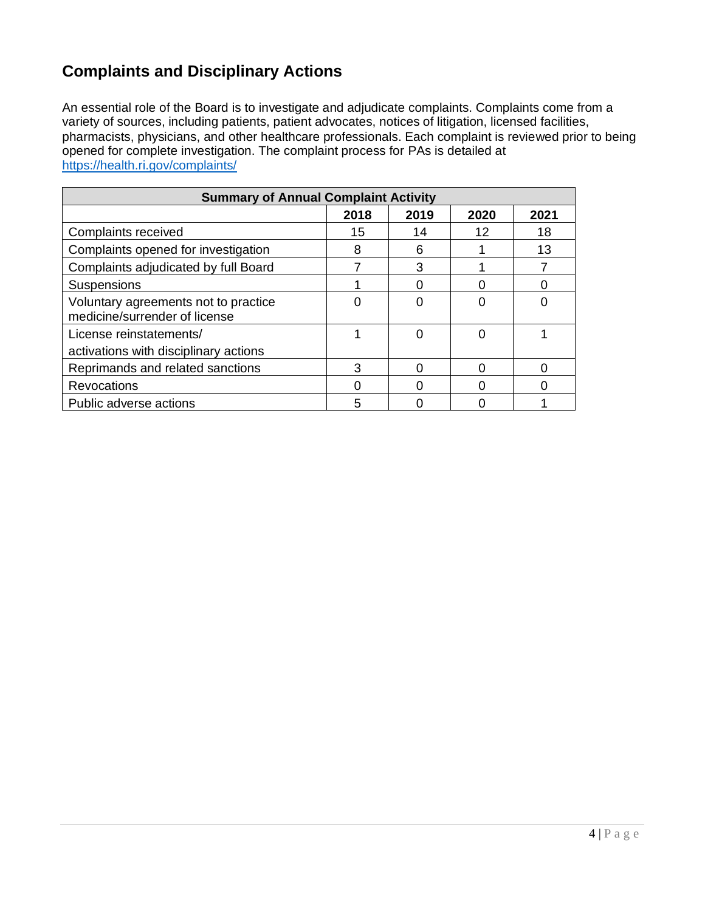## Complaints and Disciplinary Actions

An essential role of the Board is to investigate and adjudicate complaints. Complaints come from a variety of sources, including patients, patient advocates, notices of litigation, licensed facilities, pharmacists, physicians, and other healthcare professionals. Each complaint is reviewed prior to being opened for complete investigation. The complaint process for PAs is detailed at https://health.ri.gov/complaints/

| Summary of Annual Complaint Activity | | | | |
|---|---|---|---|---|
| | 2018 | 2019 | 2020 | 2021 |
| Complaints received | 15 | 14 | 12 | 18 |
| Complaints opened for investigation | 8 | 6 | 1 | 13 |
| Complaints adjudicated by full Board | 7 | 3 | 1 | 7 |
| Suspensions | 1 | 0 | 0 | 0 |
| Voluntary agreements not to practice medicine/surrender of license | 0 | 0 | 0 | 0 |
| License reinstatements/ activations with disciplinary actions | 1 | 0 | 0 | 1 |
| Reprimands and related sanctions | 3 | 0 | 0 | 0 |
| Revocations | 0 | 0 | 0 | 0 |
| Public adverse actions | 5 | 0 | 0 | 1 |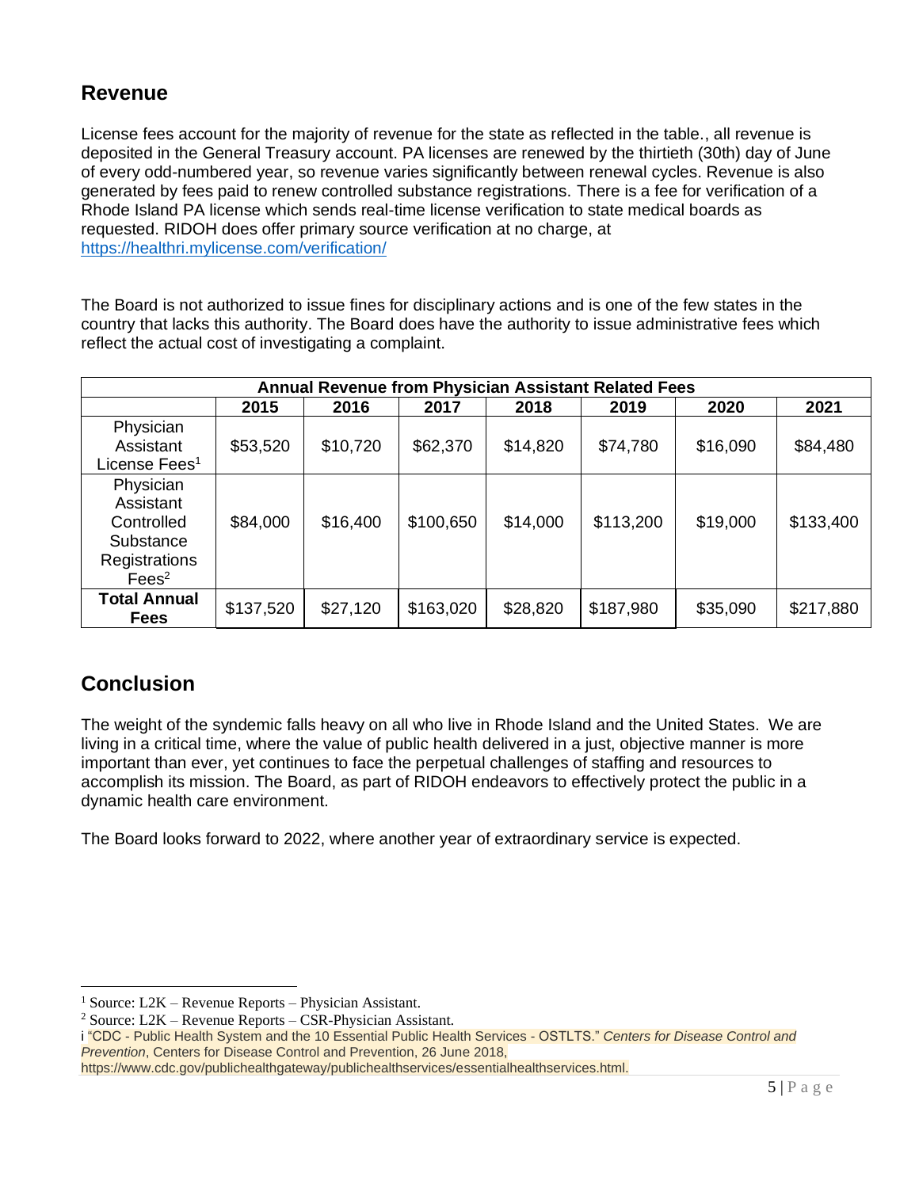## Revenue

License fees account for the majority of revenue for the state as reflected in the table., all revenue is deposited in the General Treasury account. PA licenses are renewed by the thirtieth (30th) day of June of every odd-numbered year, so revenue varies significantly between renewal cycles. Revenue is also generated by fees paid to renew controlled substance registrations. There is a fee for verification of a Rhode Island PA license which sends real-time license verification to state medical boards as requested. RIDOH does offer primary source verification at no charge, at https://healthri.mylicense.com/verification/

The Board is not authorized to issue fines for disciplinary actions and is one of the few states in the country that lacks this authority. The Board does have the authority to issue administrative fees which reflect the actual cost of investigating a complaint.

| Annual Revenue from Physician Assistant Related Fees | | | | | | | |
|---|---|---|---|---|---|---|---|
| | 2015 | 2016 | 2017 | 2018 | 2019 | 2020 | 2021 |
| Physician Assistant License Fees[1] | $53,520 | $10,720 | $62,370 | $14,820 | $74,780 | $16,090 | $84,480 |
| Physician Assistant Controlled Substance Registrations Fees[2] | $84,000 | $16,400 | $100,650 | $14,000 | $113,200 | $19,000 | $133,400 |
| **Total Annual Fees** | $137,520 | $27,120 | $163,020 | $28,820 | $187,980 | $35,090 | $217,880 |

## Conclusion

The weight of the syndemic falls heavy on all who live in Rhode Island and the United States. We are living in a critical time, where the value of public health delivered in a just, objective manner is more important than ever, yet continues to face the perpetual challenges of staffing and resources to accomplish its mission. The Board, as part of RIDOH endeavors to effectively protect the public in a dynamic health care environment.

The Board looks forward to 2022, where another year of extraordinary service is expected.

---

[1] Source: L2K – Revenue Reports – Physician Assistant.

[2] Source: L2K – Revenue Reports – CSR-Physician Assistant.

i "CDC - Public Health System and the 10 Essential Public Health Services - OSTLTS." *Centers for Disease Control and Prevention*, Centers for Disease Control and Prevention, 26 June 2018, https://www.cdc.gov/publichealthgateway/publichealthservices/essentialhealthservices.html.